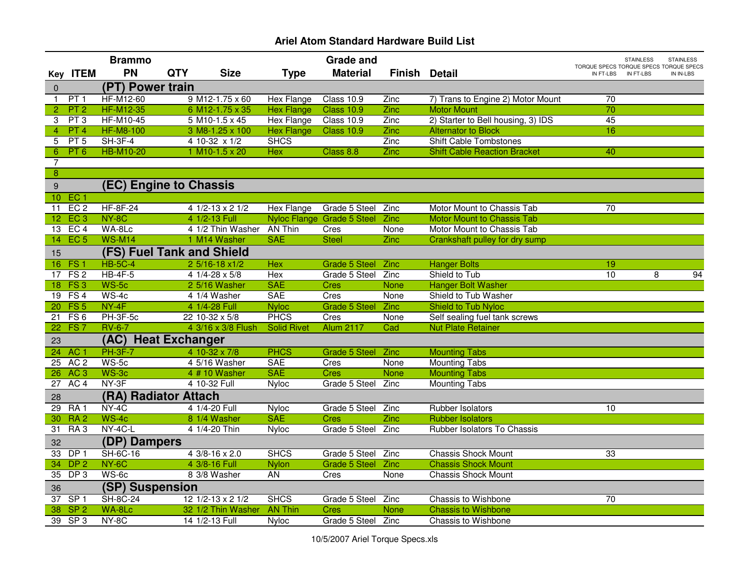# Ariel Atom Standard Hardware Build List

| Key | ITEM | Brammo PN | QTY | Size | Type | Grade and Material | Finish | Detail | TORQUE SPECS IN FT-LBS | STAINLESS TORQUE SPECS IN FT-LBS | STAINLESS TORQUE SPECS IN IN-LBS |
|---|---|---|---|---|---|---|---|---|---|---|---|
| 0 | | **(PT) Power train** | | | | | | | | | |
| 1 | PT 1 | HF-M12-60 | 9 | M12-1.75 x 60 | Hex Flange | Class 10.9 | Zinc | 7) Trans to Engine 2) Motor Mount | 70 | | |
| 2 | PT 2 | HF-M12-35 | 6 | M12-1.75 x 35 | Hex Flange | Class 10.9 | Zinc | Motor Mount | 70 | | |
| 3 | PT 3 | HF-M10-45 | 5 | M10-1.5 x 45 | Hex Flange | Class 10.9 | Zinc | 2) Starter to Bell housing, 3) IDS | 45 | | |
| 4 | PT 4 | HF-M8-100 | 3 | M8-1.25 x 100 | Hex Flange | Class 10.9 | Zinc | Alternator to Block | 16 | | |
| 5 | PT 5 | SH-3F-4 | 4 | 10-32 x 1/2 | SHCS | | Zinc | Shift Cable Tombstones | | | |
| 6 | PT 6 | HB-M10-20 | 1 | M10-1.5 x 20 | Hex | Class 8.8 | Zinc | Shift Cable Reaction Bracket | 40 | | |
| 7 | | | | | | | | | | | |
| 8 | | | | | | | | | | | |
| 9 | | **(EC) Engine to Chassis** | | | | | | | | | |
| 10 | EC 1 | | | | | | | | | | |
| 11 | EC 2 | HF-8F-24 | 4 | 1/2-13 x 2 1/2 | Hex Flange | Grade 5 Steel | Zinc | Motor Mount to Chassis Tab | 70 | | |
| 12 | EC 3 | NY-8C | 4 | 1/2-13 Full | Nyloc Flange | Grade 5 Steel | Zinc | Motor Mount to Chassis Tab | | | |
| 13 | EC 4 | WA-8Lc | 4 | 1/2 Thin Washer | AN Thin | Cres | None | Motor Mount to Chassis Tab | | | |
| 14 | EC 5 | WS-M14 | 1 | M14 Washer | SAE | Steel | Zinc | Crankshaft pulley for dry sump | | | |
| 15 | | **(FS) Fuel Tank and Shield** | | | | | | | | | |
| 16 | FS 1 | HB-5C-4 | 2 | 5/16-18 x1/2 | Hex | Grade 5 Steel | Zinc | Hanger Bolts | 19 | | |
| 17 | FS 2 | HB-4F-5 | 4 | 1/4-28 x 5/8 | Hex | Grade 5 Steel | Zinc | Shield to Tub | 10 | 8 | 94 |
| 18 | FS 3 | WS-5c | 2 | 5/16 Washer | SAE | Cres | None | Hanger Bolt Washer | | | |
| 19 | FS 4 | WS-4c | 4 | 1/4 Washer | SAE | Cres | None | Shield to Tub Washer | | | |
| 20 | FS 5 | NY-4F | 4 | 1/4-28 Full | Nyloc | Grade 5 Steel | Zinc | Shield to Tub Nyloc | | | |
| 21 | FS 6 | PH-3F-5c | 22 | 10-32 x 5/8 | PHCS | Cres | None | Self sealing fuel tank screws | | | |
| 22 | FS 7 | RV-6-7 | 4 | 3/16 x 3/8 Flush | Solid Rivet | Alum 2117 | Cad | Nut Plate Retainer | | | |
| 23 | | **(AC) Heat Exchanger** | | | | | | | | | |
| 24 | AC 1 | PH-3F-7 | 4 | 10-32 x 7/8 | PHCS | Grade 5 Steel | Zinc | Mounting Tabs | | | |
| 25 | AC 2 | WS-5c | 4 | 5/16 Washer | SAE | Cres | None | Mounting Tabs | | | |
| 26 | AC 3 | WS-3c | 4 | # 10 Washer | SAE | Cres | None | Mounting Tabs | | | |
| 27 | AC 4 | NY-3F | 4 | 10-32 Full | Nyloc | Grade 5 Steel | Zinc | Mounting Tabs | | | |
| 28 | | **(RA) Radiator Attach** | | | | | | | | | |
| 29 | RA 1 | NY-4C | 4 | 1/4-20 Full | Nyloc | Grade 5 Steel | Zinc | Rubber Isolators | 10 | | |
| 30 | RA 2 | WS-4c | 8 | 1/4 Washer | SAE | Cres | Zinc | Rubber Isolators | | | |
| 31 | RA 3 | NY-4C-L | 4 | 1/4-20 Thin | Nyloc | Grade 5 Steel | Zinc | Rubber Isolators To Chassis | | | |
| 32 | | **(DP) Dampers** | | | | | | | | | |
| 33 | DP 1 | SH-6C-16 | 4 | 3/8-16 x 2.0 | SHCS | Grade 5 Steel | Zinc | Chassis Shock Mount | 33 | | |
| 34 | DP 2 | NY-6C | 4 | 3/8-16 Full | Nylon | Grade 5 Steel | Zinc | Chassis Shock Mount | | | |
| 35 | DP 3 | WS-6c | 8 | 3/8 Washer | AN | Cres | None | Chassis Shock Mount | | | |
| 36 | | **(SP) Suspension** | | | | | | | | | |
| 37 | SP 1 | SH-8C-24 | 12 | 1/2-13 x 2 1/2 | SHCS | Grade 5 Steel | Zinc | Chassis to Wishbone | 70 | | |
| 38 | SP 2 | WA-8Lc | 32 | 1/2 Thin Washer | AN Thin | Cres | None | Chassis to Wishbone | | | |
| 39 | SP 3 | NY-8C | 14 | 1/2-13 Full | Nyloc | Grade 5 Steel | Zinc | Chassis to Wishbone | | | |

10/5/2007 Ariel Torque Specs.xls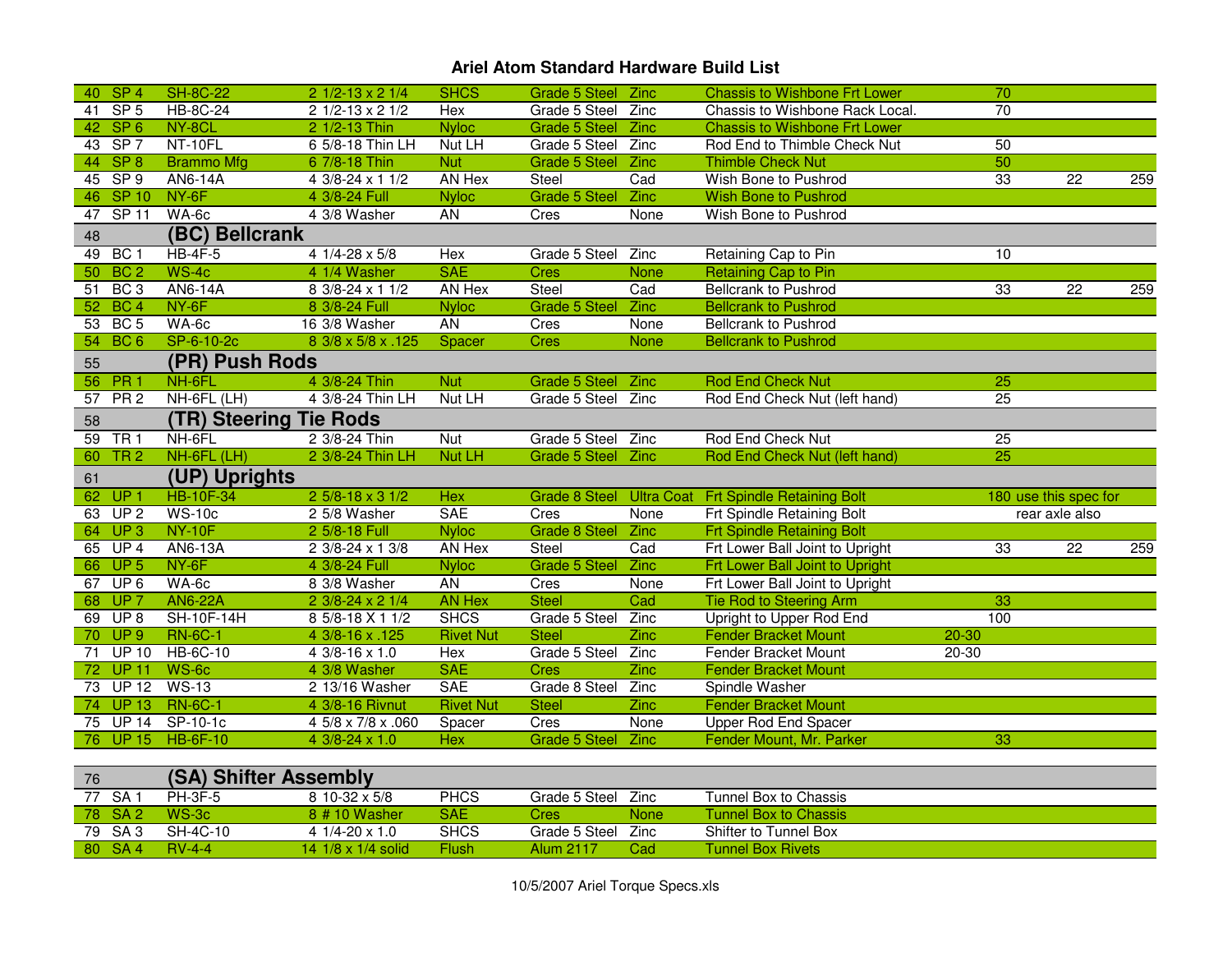# Ariel Atom Standard Hardware Build List

| # | Item | Part No. | Qty / Size | Type | Material | Finish | Location | | Torque | | |
|---|---|---|---|---|---|---|---|---|---|---|---|
| 40 | SP 4 | SH-8C-22 | 2 1/2-13 x 2 1/4 | SHCS | Grade 5 Steel | Zinc | Chassis to Wishbone Frt Lower | | 70 | | |
| 41 | SP 5 | HB-8C-24 | 2 1/2-13 x 2 1/2 | Hex | Grade 5 Steel | Zinc | Chassis to Wishbone Rack Local. | | 70 | | |
| 42 | SP 6 | NY-8CL | 2 1/2-13 Thin | Nyloc | Grade 5 Steel | Zinc | Chassis to Wishbone Frt Lower | | | | |
| 43 | SP 7 | NT-10FL | 6 5/8-18 Thin LH | Nut LH | Grade 5 Steel | Zinc | Rod End to Thimble Check Nut | | 50 | | |
| 44 | SP 8 | Brammo Mfg | 6 7/8-18 Thin | Nut | Grade 5 Steel | Zinc | Thimble Check Nut | | 50 | | |
| 45 | SP 9 | AN6-14A | 4 3/8-24 x 1 1/2 | AN Hex | Steel | Cad | Wish Bone to Pushrod | | 33 | 22 | 259 |
| 46 | SP 10 | NY-6F | 4 3/8-24 Full | Nyloc | Grade 5 Steel | Zinc | Wish Bone to Pushrod | | | | |
| 47 | SP 11 | WA-6c | 4 3/8 Washer | AN | Cres | None | Wish Bone to Pushrod | | | | |
| 48 | | **(BC) Bellcrank** | | | | | | | | | |
| 49 | BC 1 | HB-4F-5 | 4 1/4-28 x 5/8 | Hex | Grade 5 Steel | Zinc | Retaining Cap to Pin | | 10 | | |
| 50 | BC 2 | WS-4c | 4 1/4 Washer | SAE | Cres | None | Retaining Cap to Pin | | | | |
| 51 | BC 3 | AN6-14A | 8 3/8-24 x 1 1/2 | AN Hex | Steel | Cad | Bellcrank to Pushrod | | 33 | 22 | 259 |
| 52 | BC 4 | NY-6F | 8 3/8-24 Full | Nyloc | Grade 5 Steel | Zinc | Bellcrank to Pushrod | | | | |
| 53 | BC 5 | WA-6c | 16 3/8 Washer | AN | Cres | None | Bellcrank to Pushrod | | | | |
| 54 | BC 6 | SP-6-10-2c | 8 3/8 x 5/8 x .125 | Spacer | Cres | None | Bellcrank to Pushrod | | | | |
| 55 | | **(PR) Push Rods** | | | | | | | | | |
| 56 | PR 1 | NH-6FL | 4 3/8-24 Thin | Nut | Grade 5 Steel | Zinc | Rod End Check Nut | | 25 | | |
| 57 | PR 2 | NH-6FL (LH) | 4 3/8-24 Thin LH | Nut LH | Grade 5 Steel | Zinc | Rod End Check Nut (left hand) | | 25 | | |
| 58 | | **(TR) Steering Tie Rods** | | | | | | | | | |
| 59 | TR 1 | NH-6FL | 2 3/8-24 Thin | Nut | Grade 5 Steel | Zinc | Rod End Check Nut | | 25 | | |
| 60 | TR 2 | NH-6FL (LH) | 2 3/8-24 Thin LH | Nut LH | Grade 5 Steel | Zinc | Rod End Check Nut (left hand) | | 25 | | |
| 61 | | **(UP) Uprights** | | | | | | | | | |
| 62 | UP 1 | HB-10F-34 | 2 5/8-18 x 3 1/2 | Hex | Grade 8 Steel | Ultra Coat | Frt Spindle Retaining Bolt | | 180 | use this spec for | |
| 63 | UP 2 | WS-10c | 2 5/8 Washer | SAE | Cres | None | Frt Spindle Retaining Bolt | | | rear axle also | |
| 64 | UP 3 | NY-10F | 2 5/8-18 Full | Nyloc | Grade 8 Steel | Zinc | Frt Spindle Retaining Bolt | | | | |
| 65 | UP 4 | AN6-13A | 2 3/8-24 x 1 3/8 | AN Hex | Steel | Cad | Frt Lower Ball Joint to Upright | | 33 | 22 | 259 |
| 66 | UP 5 | NY-6F | 4 3/8-24 Full | Nyloc | Grade 5 Steel | Zinc | Frt Lower Ball Joint to Upright | | | | |
| 67 | UP 6 | WA-6c | 8 3/8 Washer | AN | Cres | None | Frt Lower Ball Joint to Upright | | | | |
| 68 | UP 7 | AN6-22A | 2 3/8-24 x 2 1/4 | AN Hex | Steel | Cad | Tie Rod to Steering Arm | | 33 | | |
| 69 | UP 8 | SH-10F-14H | 8 5/8-18 X 1 1/2 | SHCS | Grade 5 Steel | Zinc | Upright to Upper Rod End | | 100 | | |
| 70 | UP 9 | RN-6C-1 | 4 3/8-16 x .125 | Rivet Nut | Steel | Zinc | Fender Bracket Mount | 20-30 | | | |
| 71 | UP 10 | HB-6C-10 | 4 3/8-16 x 1.0 | Hex | Grade 5 Steel | Zinc | Fender Bracket Mount | 20-30 | | | |
| 72 | UP 11 | WS-6c | 4 3/8 Washer | SAE | Cres | Zinc | Fender Bracket Mount | | | | |
| 73 | UP 12 | WS-13 | 2 13/16 Washer | SAE | Grade 8 Steel | Zinc | Spindle Washer | | | | |
| 74 | UP 13 | RN-6C-1 | 4 3/8-16 Rivnut | Rivet Nut | Steel | Zinc | Fender Bracket Mount | | | | |
| 75 | UP 14 | SP-10-1c | 4 5/8 x 7/8 x .060 | Spacer | Cres | None | Upper Rod End Spacer | | | | |
| 76 | UP 15 | HB-6F-10 | 4 3/8-24 x 1.0 | Hex | Grade 5 Steel | Zinc | Fender Mount, Mr. Parker | | 33 | | |
| 76 | | **(SA) Shifter Assembly** | | | | | | | | | |
| 77 | SA 1 | PH-3F-5 | 8 10-32 x 5/8 | PHCS | Grade 5 Steel | Zinc | Tunnel Box to Chassis | | | | |
| 78 | SA 2 | WS-3c | 8 # 10 Washer | SAE | Cres | None | Tunnel Box to Chassis | | | | |
| 79 | SA 3 | SH-4C-10 | 4 1/4-20 x 1.0 | SHCS | Grade 5 Steel | Zinc | Shifter to Tunnel Box | | | | |
| 80 | SA 4 | RV-4-4 | 14 1/8 x 1/4 solid | Flush | Alum 2117 | Cad | Tunnel Box Rivets | | | | |

10/5/2007 Ariel Torque Specs.xls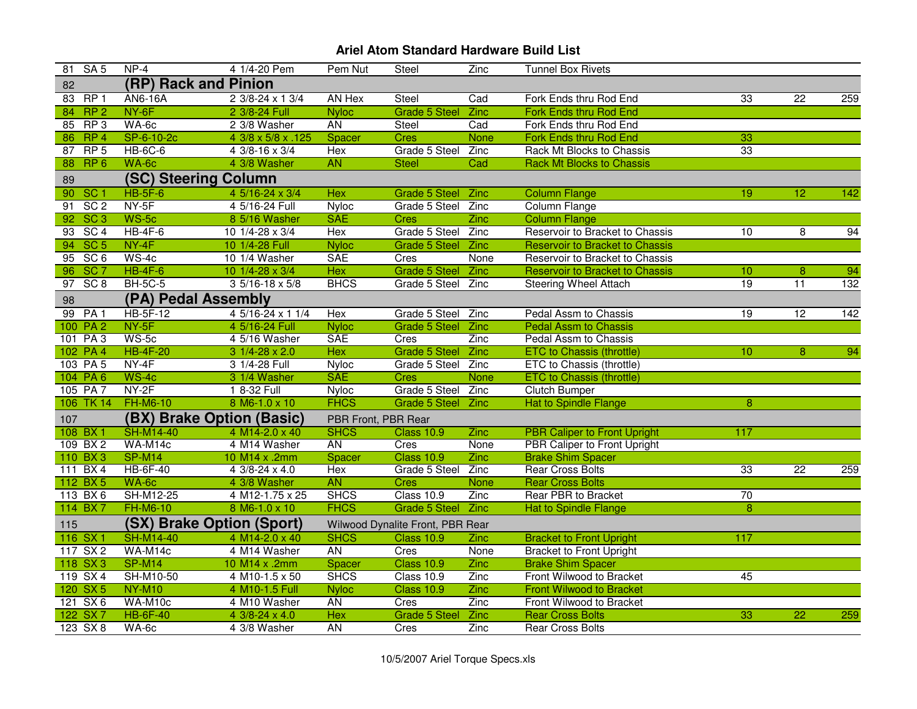# Ariel Atom Standard Hardware Build List

| | | | | | | | | | | |
|---|---|---|---|---|---|---|---|---|---|---|
| 81 | SA 5 | NP-4 | 4 1/4-20 Pem | Pem Nut | Steel | Zinc | Tunnel Box Rivets | | | |
| 82 | | **(RP) Rack and Pinion** | | | | | | | | |
| 83 | RP 1 | AN6-16A | 2 3/8-24 x 1 3/4 | AN Hex | Steel | Cad | Fork Ends thru Rod End | 33 | 22 | 259 |
| 84 | RP 2 | NY-6F | 2 3/8-24 Full | Nyloc | Grade 5 Steel | Zinc | Fork Ends thru Rod End | | | |
| 85 | RP 3 | WA-6c | 2 3/8 Washer | AN | Steel | Cad | Fork Ends thru Rod End | | | |
| 86 | RP 4 | SP-6-10-2c | 4 3/8 x 5/8 x .125 | Spacer | Cres | None | Fork Ends thru Rod End | 33 | | |
| 87 | RP 5 | HB-6C-6 | 4 3/8-16 x 3/4 | Hex | Grade 5 Steel | Zinc | Rack Mt Blocks to Chassis | 33 | | |
| 88 | RP 6 | WA-6c | 4 3/8 Washer | AN | Steel | Cad | Rack Mt Blocks to Chassis | | | |
| 89 | | **(SC) Steering Column** | | | | | | | | |
| 90 | SC 1 | HB-5F-6 | 4 5/16-24 x 3/4 | Hex | Grade 5 Steel | Zinc | Column Flange | 19 | 12 | 142 |
| 91 | SC 2 | NY-5F | 4 5/16-24 Full | Nyloc | Grade 5 Steel | Zinc | Column Flange | | | |
| 92 | SC 3 | WS-5c | 8 5/16 Washer | SAE | Cres | Zinc | Column Flange | | | |
| 93 | SC 4 | HB-4F-6 | 10 1/4-28 x 3/4 | Hex | Grade 5 Steel | Zinc | Reservoir to Bracket to Chassis | 10 | 8 | 94 |
| 94 | SC 5 | NY-4F | 10 1/4-28 Full | Nyloc | Grade 5 Steel | Zinc | Reservoir to Bracket to Chassis | | | |
| 95 | SC 6 | WS-4c | 10 1/4 Washer | SAE | Cres | None | Reservoir to Bracket to Chassis | | | |
| 96 | SC 7 | HB-4F-6 | 10 1/4-28 x 3/4 | Hex | Grade 5 Steel | Zinc | Reservoir to Bracket to Chassis | 10 | 8 | 94 |
| 97 | SC 8 | BH-5C-5 | 3 5/16-18 x 5/8 | BHCS | Grade 5 Steel | Zinc | Steering Wheel Attach | 19 | 11 | 132 |
| 98 | | **(PA) Pedal Assembly** | | | | | | | | |
| 99 | PA 1 | HB-5F-12 | 4 5/16-24 x 1 1/4 | Hex | Grade 5 Steel | Zinc | Pedal Assm to Chassis | 19 | 12 | 142 |
| 100 | PA 2 | NY-5F | 4 5/16-24 Full | Nyloc | Grade 5 Steel | Zinc | Pedal Assm to Chassis | | | |
| 101 | PA 3 | WS-5c | 4 5/16 Washer | SAE | Cres | Zinc | Pedal Assm to Chassis | | | |
| 102 | PA 4 | HB-4F-20 | 3 1/4-28 x 2.0 | Hex | Grade 5 Steel | Zinc | ETC to Chassis (throttle) | 10 | 8 | 94 |
| 103 | PA 5 | NY-4F | 3 1/4-28 Full | Nyloc | Grade 5 Steel | Zinc | ETC to Chassis (throttle) | | | |
| 104 | PA 6 | WS-4c | 3 1/4 Washer | SAE | Cres | None | ETC to Chassis (throttle) | | | |
| 105 | PA 7 | NY-2F | 1 8-32 Full | Nyloc | Grade 5 Steel | Zinc | Clutch Bumper | | | |
| 106 | TK 14 | FH-M6-10 | 8 M6-1.0 x 10 | FHCS | Grade 5 Steel | Zinc | Hat to Spindle Flange | 8 | | |
| 107 | | **(BX) Brake Option (Basic)** | | PBR Front, PBR Rear | | | | | | |
| 108 | BX 1 | SH-M14-40 | 4 M14-2.0 x 40 | SHCS | Class 10.9 | Zinc | PBR Caliper to Front Upright | 117 | | |
| 109 | BX 2 | WA-M14c | 4 M14 Washer | AN | Cres | None | PBR Caliper to Front Upright | | | |
| 110 | BX 3 | SP-M14 | 10 M14 x .2mm | Spacer | Class 10.9 | Zinc | Brake Shim Spacer | | | |
| 111 | BX 4 | HB-6F-40 | 4 3/8-24 x 4.0 | Hex | Grade 5 Steel | Zinc | Rear Cross Bolts | 33 | 22 | 259 |
| 112 | BX 5 | WA-6c | 4 3/8 Washer | AN | Cres | None | Rear Cross Bolts | | | |
| 113 | BX 6 | SH-M12-25 | 4 M12-1.75 x 25 | SHCS | Class 10.9 | Zinc | Rear PBR to Bracket | 70 | | |
| 114 | BX 7 | FH-M6-10 | 8 M6-1.0 x 10 | FHCS | Grade 5 Steel | Zinc | Hat to Spindle Flange | 8 | | |
| 115 | | **(SX) Brake Option (Sport)** | | Wilwood Dynalite Front, PBR Rear | | | | | | |
| 116 | SX 1 | SH-M14-40 | 4 M14-2.0 x 40 | SHCS | Class 10.9 | Zinc | Bracket to Front Upright | 117 | | |
| 117 | SX 2 | WA-M14c | 4 M14 Washer | AN | Cres | None | Bracket to Front Upright | | | |
| 118 | SX 3 | SP-M14 | 10 M14 x .2mm | Spacer | Class 10.9 | Zinc | Brake Shim Spacer | | | |
| 119 | SX 4 | SH-M10-50 | 4 M10-1.5 x 50 | SHCS | Class 10.9 | Zinc | Front Wilwood to Bracket | 45 | | |
| 120 | SX 5 | NY-M10 | 4 M10-1.5 Full | Nyloc | Class 10.9 | Zinc | Front Wilwood to Bracket | | | |
| 121 | SX 6 | WA-M10c | 4 M10 Washer | AN | Cres | Zinc | Front Wilwood to Bracket | | | |
| 122 | SX 7 | HB-6F-40 | 4 3/8-24 x 4.0 | Hex | Grade 5 Steel | Zinc | Rear Cross Bolts | 33 | 22 | 259 |
| 123 | SX 8 | WA-6c | 4 3/8 Washer | AN | Cres | Zinc | Rear Cross Bolts | | | |

10/5/2007 Ariel Torque Specs.xls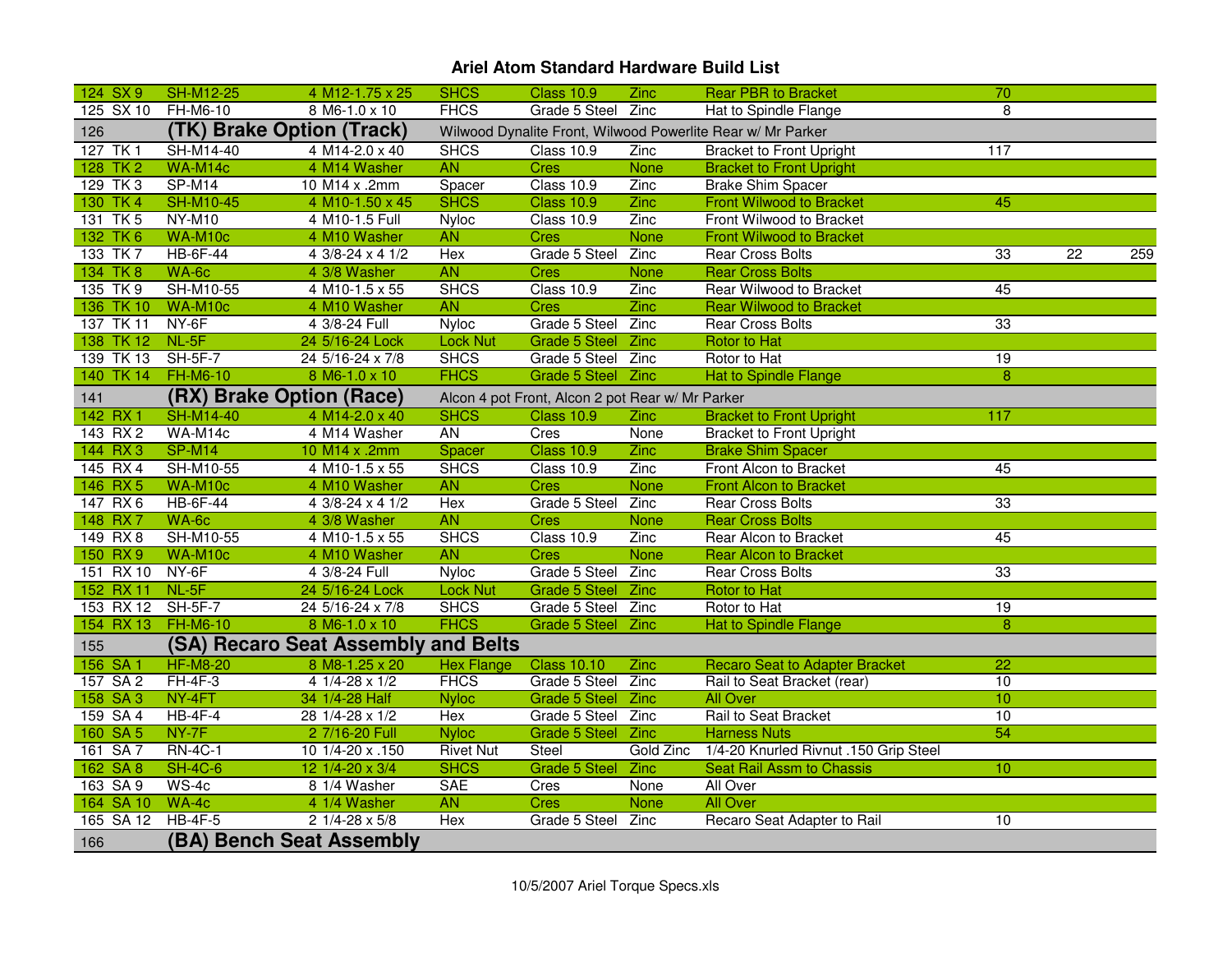# Ariel Atom Standard Hardware Build List

| # | Code | Part | Qty / Size | Type | Grade | Finish | Location | Torque | | |
|---|---|---|---|---|---|---|---|---|---|---|
| 124 | SX 9 | SH-M12-25 | 4 M12-1.75 x 25 | SHCS | Class 10.9 | Zinc | Rear PBR to Bracket | 70 | | |
| 125 | SX 10 | FH-M6-10 | 8 M6-1.0 x 10 | FHCS | Grade 5 Steel | Zinc | Hat to Spindle Flange | 8 | | |
| 126 | | **(TK) Brake Option (Track)** | | Wilwood Dynalite Front, Wilwood Powerlite Rear w/ Mr Parker | | | | | | |
| 127 | TK 1 | SH-M14-40 | 4 M14-2.0 x 40 | SHCS | Class 10.9 | Zinc | Bracket to Front Upright | 117 | | |
| 128 | TK 2 | WA-M14c | 4 M14 Washer | AN | Cres | None | Bracket to Front Upright | | | |
| 129 | TK 3 | SP-M14 | 10 M14 x .2mm | Spacer | Class 10.9 | Zinc | Brake Shim Spacer | | | |
| 130 | TK 4 | SH-M10-45 | 4 M10-1.50 x 45 | SHCS | Class 10.9 | Zinc | Front Wilwood to Bracket | 45 | | |
| 131 | TK 5 | NY-M10 | 4 M10-1.5 Full | Nyloc | Class 10.9 | Zinc | Front Wilwood to Bracket | | | |
| 132 | TK 6 | WA-M10c | 4 M10 Washer | AN | Cres | None | Front Wilwood to Bracket | | | |
| 133 | TK 7 | HB-6F-44 | 4 3/8-24 x 4 1/2 | Hex | Grade 5 Steel | Zinc | Rear Cross Bolts | 33 | 22 | 259 |
| 134 | TK 8 | WA-6c | 4 3/8 Washer | AN | Cres | None | Rear Cross Bolts | | | |
| 135 | TK 9 | SH-M10-55 | 4 M10-1.5 x 55 | SHCS | Class 10.9 | Zinc | Rear Wilwood to Bracket | 45 | | |
| 136 | TK 10 | WA-M10c | 4 M10 Washer | AN | Cres | Zinc | Rear Wilwood to Bracket | | | |
| 137 | TK 11 | NY-6F | 4 3/8-24 Full | Nyloc | Grade 5 Steel | Zinc | Rear Cross Bolts | 33 | | |
| 138 | TK 12 | NL-5F | 24 5/16-24 Lock | Lock Nut | Grade 5 Steel | Zinc | Rotor to Hat | | | |
| 139 | TK 13 | SH-5F-7 | 24 5/16-24 x 7/8 | SHCS | Grade 5 Steel | Zinc | Rotor to Hat | 19 | | |
| 140 | TK 14 | FH-M6-10 | 8 M6-1.0 x 10 | FHCS | Grade 5 Steel | Zinc | Hat to Spindle Flange | 8 | | |
| 141 | | **(RX) Brake Option (Race)** | | Alcon 4 pot Front, Alcon 2 pot Rear w/ Mr Parker | | | | | | |
| 142 | RX 1 | SH-M14-40 | 4 M14-2.0 x 40 | SHCS | Class 10.9 | Zinc | Bracket to Front Upright | 117 | | |
| 143 | RX 2 | WA-M14c | 4 M14 Washer | AN | Cres | None | Bracket to Front Upright | | | |
| 144 | RX 3 | SP-M14 | 10 M14 x .2mm | Spacer | Class 10.9 | Zinc | Brake Shim Spacer | | | |
| 145 | RX 4 | SH-M10-55 | 4 M10-1.5 x 55 | SHCS | Class 10.9 | Zinc | Front Alcon to Bracket | 45 | | |
| 146 | RX 5 | WA-M10c | 4 M10 Washer | AN | Cres | None | Front Alcon to Bracket | | | |
| 147 | RX 6 | HB-6F-44 | 4 3/8-24 x 4 1/2 | Hex | Grade 5 Steel | Zinc | Rear Cross Bolts | 33 | | |
| 148 | RX 7 | WA-6c | 4 3/8 Washer | AN | Cres | None | Rear Cross Bolts | | | |
| 149 | RX 8 | SH-M10-55 | 4 M10-1.5 x 55 | SHCS | Class 10.9 | Zinc | Rear Alcon to Bracket | 45 | | |
| 150 | RX 9 | WA-M10c | 4 M10 Washer | AN | Cres | None | Rear Alcon to Bracket | | | |
| 151 | RX 10 | NY-6F | 4 3/8-24 Full | Nyloc | Grade 5 Steel | Zinc | Rear Cross Bolts | 33 | | |
| 152 | RX 11 | NL-5F | 24 5/16-24 Lock | Lock Nut | Grade 5 Steel | Zinc | Rotor to Hat | | | |
| 153 | RX 12 | SH-5F-7 | 24 5/16-24 x 7/8 | SHCS | Grade 5 Steel | Zinc | Rotor to Hat | 19 | | |
| 154 | RX 13 | FH-M6-10 | 8 M6-1.0 x 10 | FHCS | Grade 5 Steel | Zinc | Hat to Spindle Flange | 8 | | |
| 155 | | **(SA) Recaro Seat Assembly and Belts** | | | | | | | | |
| 156 | SA 1 | HF-M8-20 | 8 M8-1.25 x 20 | Hex Flange | Class 10.10 | Zinc | Recaro Seat to Adapter Bracket | 22 | | |
| 157 | SA 2 | FH-4F-3 | 4 1/4-28 x 1/2 | FHCS | Grade 5 Steel | Zinc | Rail to Seat Bracket (rear) | 10 | | |
| 158 | SA 3 | NY-4FT | 34 1/4-28 Half | Nyloc | Grade 5 Steel | Zinc | All Over | 10 | | |
| 159 | SA 4 | HB-4F-4 | 28 1/4-28 x 1/2 | Hex | Grade 5 Steel | Zinc | Rail to Seat Bracket | 10 | | |
| 160 | SA 5 | NY-7F | 2 7/16-20 Full | Nyloc | Grade 5 Steel | Zinc | Harness Nuts | 54 | | |
| 161 | SA 7 | RN-4C-1 | 10 1/4-20 x .150 | Rivet Nut | Steel | Gold Zinc | 1/4-20 Knurled Rivnut .150 Grip Steel | | | |
| 162 | SA 8 | SH-4C-6 | 12 1/4-20 x 3/4 | SHCS | Grade 5 Steel | Zinc | Seat Rail Assm to Chassis | 10 | | |
| 163 | SA 9 | WS-4c | 8 1/4 Washer | SAE | Cres | None | All Over | | | |
| 164 | SA 10 | WA-4c | 4 1/4 Washer | AN | Cres | None | All Over | | | |
| 165 | SA 12 | HB-4F-5 | 2 1/4-28 x 5/8 | Hex | Grade 5 Steel | Zinc | Recaro Seat Adapter to Rail | 10 | | |
| 166 | | **(BA) Bench Seat Assembly** | | | | | | | | |

10/5/2007 Ariel Torque Specs.xls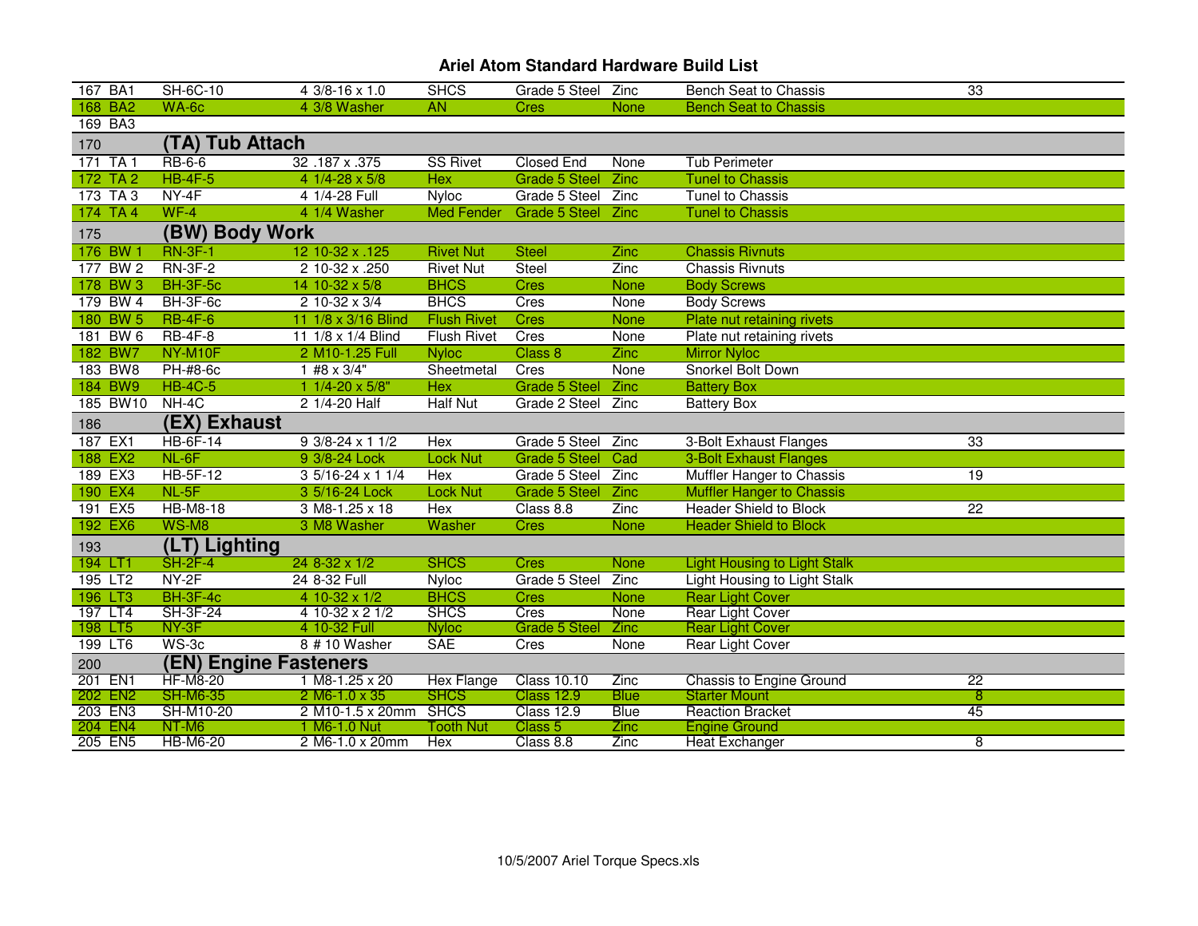## Ariel Atom Standard Hardware Build List

| | | | | | | | | |
|---|---|---|---|---|---|---|---|---|
| 167 | BA1 | SH-6C-10 | 4 3/8-16 x 1.0 | SHCS | Grade 5 Steel | Zinc | Bench Seat to Chassis | 33 |
| 168 | BA2 | WA-6c | 4 3/8 Washer | AN | Cres | None | Bench Seat to Chassis | |
| 169 | BA3 | | | | | | | |
| 170 | | **(TA) Tub Attach** | | | | | | |
| 171 | TA 1 | RB-6-6 | 32 .187 x .375 | SS Rivet | Closed End | None | Tub Perimeter | |
| 172 | TA 2 | HB-4F-5 | 4 1/4-28 x 5/8 | Hex | Grade 5 Steel | Zinc | Tunel to Chassis | |
| 173 | TA 3 | NY-4F | 4 1/4-28 Full | Nyloc | Grade 5 Steel | Zinc | Tunel to Chassis | |
| 174 | TA 4 | WF-4 | 4 1/4 Washer | Med Fender | Grade 5 Steel | Zinc | Tunel to Chassis | |
| 175 | | **(BW) Body Work** | | | | | | |
| 176 | BW 1 | RN-3F-1 | 12 10-32 x .125 | Rivet Nut | Steel | Zinc | Chassis Rivnuts | |
| 177 | BW 2 | RN-3F-2 | 2 10-32 x .250 | Rivet Nut | Steel | Zinc | Chassis Rivnuts | |
| 178 | BW 3 | BH-3F-5c | 14 10-32 x 5/8 | BHCS | Cres | None | Body Screws | |
| 179 | BW 4 | BH-3F-6c | 2 10-32 x 3/4 | BHCS | Cres | None | Body Screws | |
| 180 | BW 5 | RB-4F-6 | 11 1/8 x 3/16 Blind | Flush Rivet | Cres | None | Plate nut retaining rivets | |
| 181 | BW 6 | RB-4F-8 | 11 1/8 x 1/4 Blind | Flush Rivet | Cres | None | Plate nut retaining rivets | |
| 182 | BW7 | NY-M10F | 2 M10-1.25 Full | Nyloc | Class 8 | Zinc | Mirror Nyloc | |
| 183 | BW8 | PH-#8-6c | 1 #8 x 3/4" | Sheetmetal | Cres | None | Snorkel Bolt Down | |
| 184 | BW9 | HB-4C-5 | 1 1/4-20 x 5/8" | Hex | Grade 5 Steel | Zinc | Battery Box | |
| 185 | BW10 | NH-4C | 2 1/4-20 Half | Half Nut | Grade 2 Steel | Zinc | Battery Box | |
| 186 | | **(EX) Exhaust** | | | | | | |
| 187 | EX1 | HB-6F-14 | 9 3/8-24 x 1 1/2 | Hex | Grade 5 Steel | Zinc | 3-Bolt Exhaust Flanges | 33 |
| 188 | EX2 | NL-6F | 9 3/8-24 Lock | Lock Nut | Grade 5 Steel | Cad | 3-Bolt Exhaust Flanges | |
| 189 | EX3 | HB-5F-12 | 3 5/16-24 x 1 1/4 | Hex | Grade 5 Steel | Zinc | Muffler Hanger to Chassis | 19 |
| 190 | EX4 | NL-5F | 3 5/16-24 Lock | Lock Nut | Grade 5 Steel | Zinc | Muffler Hanger to Chassis | |
| 191 | EX5 | HB-M8-18 | 3 M8-1.25 x 18 | Hex | Class 8.8 | Zinc | Header Shield to Block | 22 |
| 192 | EX6 | WS-M8 | 3 M8 Washer | Washer | Cres | None | Header Shield to Block | |
| 193 | | **(LT) Lighting** | | | | | | |
| 194 | LT1 | SH-2F-4 | 24 8-32 x 1/2 | SHCS | Cres | None | Light Housing to Light Stalk | |
| 195 | LT2 | NY-2F | 24 8-32 Full | Nyloc | Grade 5 Steel | Zinc | Light Housing to Light Stalk | |
| 196 | LT3 | BH-3F-4c | 4 10-32 x 1/2 | BHCS | Cres | None | Rear Light Cover | |
| 197 | LT4 | SH-3F-24 | 4 10-32 x 2 1/2 | SHCS | Cres | None | Rear Light Cover | |
| 198 | LT5 | NY-3F | 4 10-32 Full | Nyloc | Grade 5 Steel | Zinc | Rear Light Cover | |
| 199 | LT6 | WS-3c | 8 # 10 Washer | SAE | Cres | None | Rear Light Cover | |
| 200 | | **(EN) Engine Fasteners** | | | | | | |
| 201 | EN1 | HF-M8-20 | 1 M8-1.25 x 20 | Hex Flange | Class 10.10 | Zinc | Chassis to Engine Ground | 22 |
| 202 | EN2 | SH-M6-35 | 2 M6-1.0 x 35 | SHCS | Class 12.9 | Blue | Starter Mount | 8 |
| 203 | EN3 | SH-M10-20 | 2 M10-1.5 x 20mm | SHCS | Class 12.9 | Blue | Reaction Bracket | 45 |
| 204 | EN4 | NT-M6 | 1 M6-1.0 Nut | Tooth Nut | Class 5 | Zinc | Engine Ground | |
| 205 | EN5 | HB-M6-20 | 2 M6-1.0 x 20mm | Hex | Class 8.8 | Zinc | Heat Exchanger | 8 |

10/5/2007 Ariel Torque Specs.xls